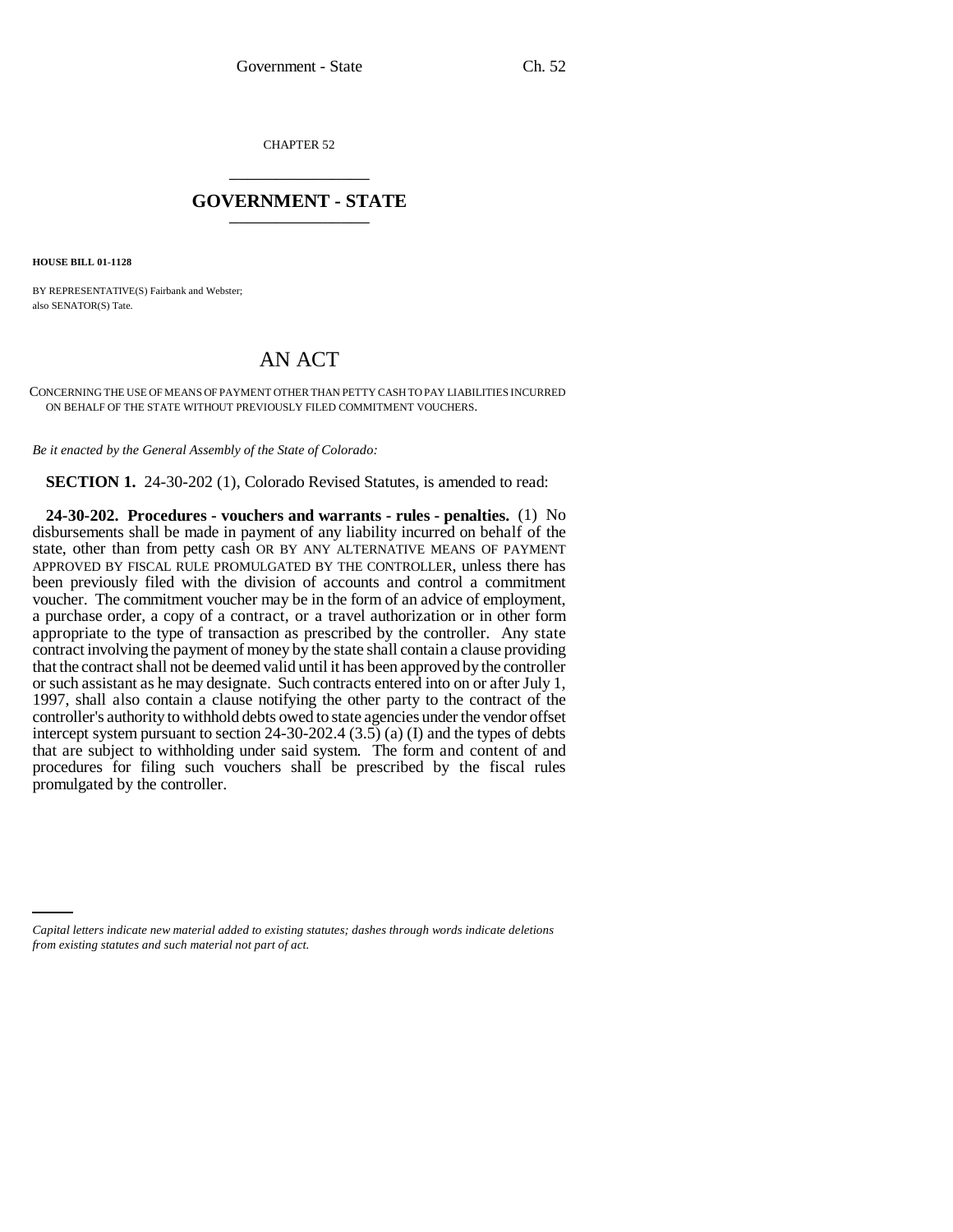CHAPTER 52

## GOVERNMENT - STATE

**HOUSE BILL 01-1128**

BY REPRESENTATIVE(S) Fairbank and Webster;
also SENATOR(S) Tate.

# AN ACT

CONCERNING THE USE OF MEANS OF PAYMENT OTHER THAN PETTY CASH TO PAY LIABILITIES INCURRED ON BEHALF OF THE STATE WITHOUT PREVIOUSLY FILED COMMITMENT VOUCHERS.

*Be it enacted by the General Assembly of the State of Colorado:*

**SECTION 1.** 24-30-202 (1), Colorado Revised Statutes, is amended to read:

**24-30-202. Procedures - vouchers and warrants - rules - penalties.** (1) No disbursements shall be made in payment of any liability incurred on behalf of the state, other than from petty cash OR BY ANY ALTERNATIVE MEANS OF PAYMENT APPROVED BY FISCAL RULE PROMULGATED BY THE CONTROLLER, unless there has been previously filed with the division of accounts and control a commitment voucher. The commitment voucher may be in the form of an advice of employment, a purchase order, a copy of a contract, or a travel authorization or in other form appropriate to the type of transaction as prescribed by the controller. Any state contract involving the payment of money by the state shall contain a clause providing that the contract shall not be deemed valid until it has been approved by the controller or such assistant as he may designate. Such contracts entered into on or after July 1, 1997, shall also contain a clause notifying the other party to the contract of the controller's authority to withhold debts owed to state agencies under the vendor offset intercept system pursuant to section 24-30-202.4 (3.5) (a) (I) and the types of debts that are subject to withholding under said system. The form and content of and procedures for filing such vouchers shall be prescribed by the fiscal rules promulgated by the controller.

*Capital letters indicate new material added to existing statutes; dashes through words indicate deletions from existing statutes and such material not part of act.*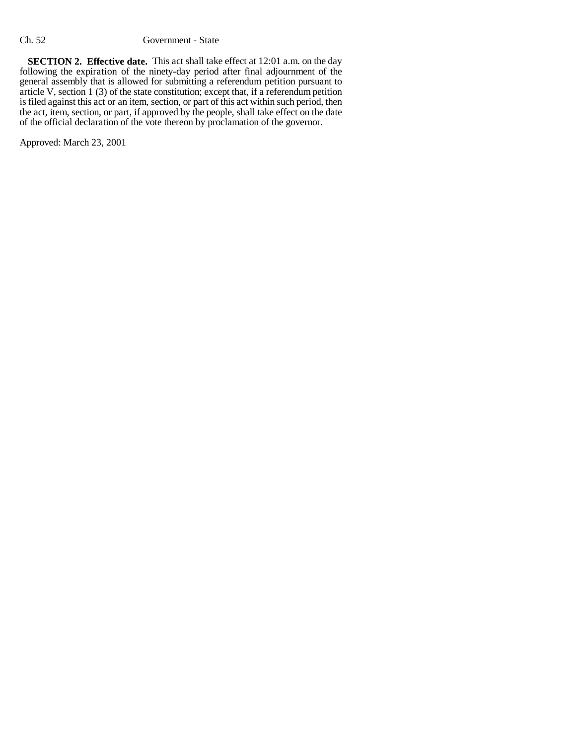**SECTION 2. Effective date.** This act shall take effect at 12:01 a.m. on the day following the expiration of the ninety-day period after final adjournment of the general assembly that is allowed for submitting a referendum petition pursuant to article V, section 1 (3) of the state constitution; except that, if a referendum petition is filed against this act or an item, section, or part of this act within such period, then the act, item, section, or part, if approved by the people, shall take effect on the date of the official declaration of the vote thereon by proclamation of the governor.

Approved: March 23, 2001